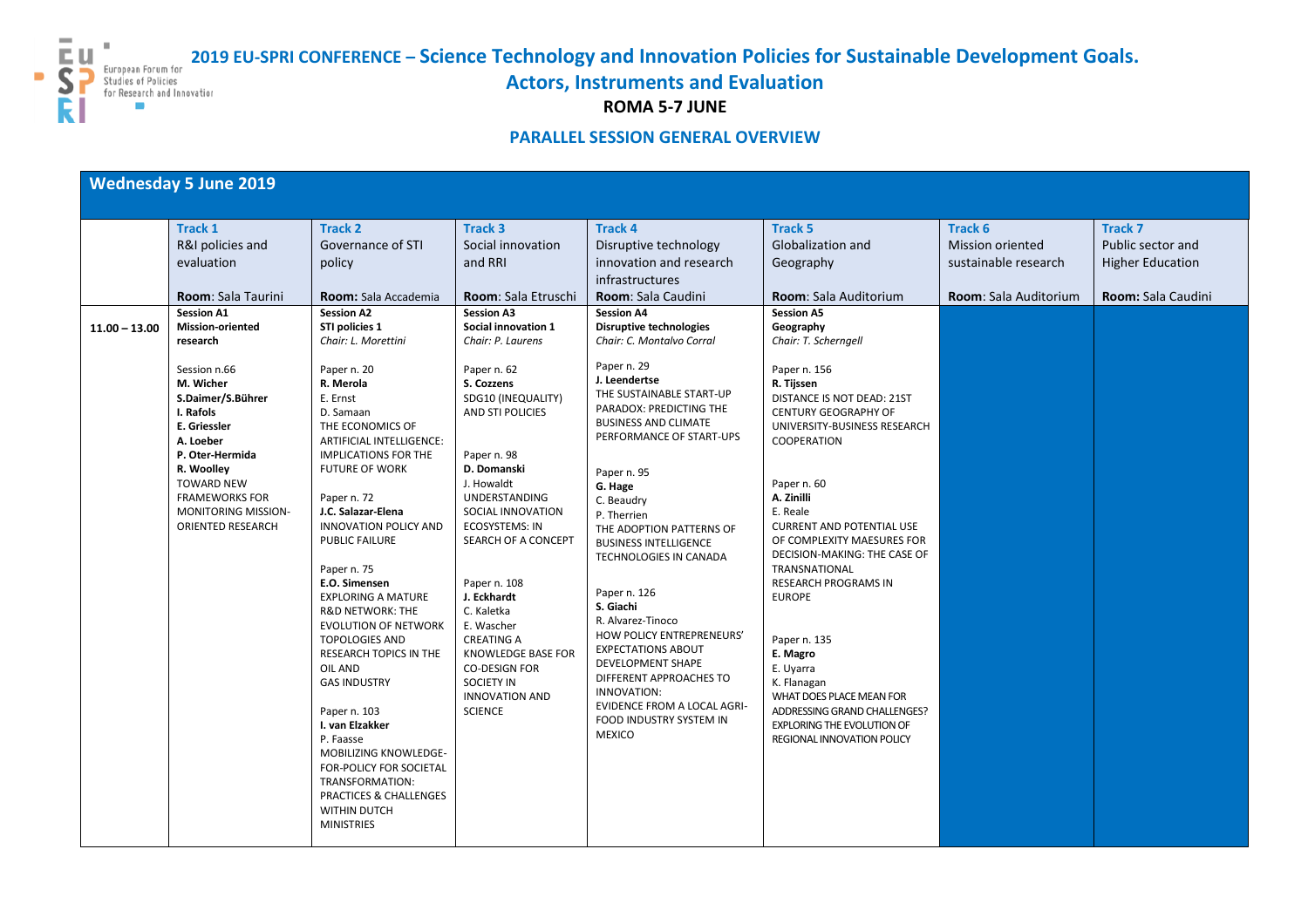# 2019 EU-SPRI CONFERENCE – Science Technology and Innovation Policies for Sustainable Development Goals. Actors, Instruments and Evaluation

**ROMA 5-7 JUNE**

## PARALLEL SESSION GENERAL OVERVIEW

### Wednesday 5 June 2019

| | **Track 1** R&I policies and evaluation<br><br>**Room**: Sala Taurini | **Track 2** Governance of STI policy<br><br>**Room:** Sala Accademia | **Track 3** Social innovation and RRI<br><br>**Room**: Sala Etruschi | **Track 4** Disruptive technology innovation and research infrastructures<br><br>**Room**: Sala Caudini | **Track 5** Globalization and Geography<br><br>**Room**: Sala Auditorium | **Track 6** Mission oriented sustainable research<br><br>**Room**: Sala Auditorium | **Track 7** Public sector and Higher Education<br><br>**Room:** Sala Caudini |
|---|---|---|---|---|---|---|---|
| **11.00 – 13.00** | **Session A1**<br>**Mission-oriented research**<br><br>Session n.66<br>**M. Wicher**<br>**S.Daimer/S.Bührer**<br>**I. Rafols**<br>**E. Griessler**<br>**A. Loeber**<br>**P. Oter-Hermida**<br>**R. Woolley**<br>TOWARD NEW FRAMEWORKS FOR MONITORING MISSION-ORIENTED RESEARCH | **Session A2**<br>**STI policies 1**<br>*Chair: L. Morettini*<br><br>Paper n. 20<br>**R. Merola**<br>E. Ernst<br>D. Samaan<br>THE ECONOMICS OF ARTIFICIAL INTELLIGENCE: IMPLICATIONS FOR THE FUTURE OF WORK<br><br>Paper n. 72<br>**J.C. Salazar-Elena**<br>INNOVATION POLICY AND PUBLIC FAILURE<br><br>Paper n. 75<br>**E.O. Simensen**<br>EXPLORING A MATURE R&D NETWORK: THE EVOLUTION OF NETWORK TOPOLOGIES AND RESEARCH TOPICS IN THE OIL AND GAS INDUSTRY<br><br>Paper n. 103<br>**I. van Elzakker**<br>P. Faasse<br>MOBILIZING KNOWLEDGE-FOR-POLICY FOR SOCIETAL TRANSFORMATION: PRACTICES & CHALLENGES WITHIN DUTCH MINISTRIES | **Session A3**<br>**Social innovation 1**<br>*Chair: P. Laurens*<br><br>Paper n. 62<br>**S. Cozzens**<br>SDG10 (INEQUALITY) AND STI POLICIES<br><br>Paper n. 98<br>**D. Domanski**<br>J. Howaldt<br>UNDERSTANDING SOCIAL INNOVATION ECOSYSTEMS: IN SEARCH OF A CONCEPT<br><br>Paper n. 108<br>**J. Eckhardt**<br>C. Kaletka<br>E. Wascher<br>CREATING A KNOWLEDGE BASE FOR CO-DESIGN FOR SOCIETY IN INNOVATION AND SCIENCE | **Session A4**<br>**Disruptive technologies**<br>*Chair: C. Montalvo Corral*<br><br>Paper n. 29<br>**J. Leendertse**<br>THE SUSTAINABLE START-UP PARADOX: PREDICTING THE BUSINESS AND CLIMATE PERFORMANCE OF START-UPS<br><br>Paper n. 95<br>**G. Hage**<br>C. Beaudry<br>P. Therrien<br>THE ADOPTION PATTERNS OF BUSINESS INTELLIGENCE TECHNOLOGIES IN CANADA<br><br>Paper n. 126<br>**S. Giachi**<br>R. Alvarez-Tinoco<br>HOW POLICY ENTREPRENEURS' EXPECTATIONS ABOUT DEVELOPMENT SHAPE DIFFERENT APPROACHES TO INNOVATION: EVIDENCE FROM A LOCAL AGRI-FOOD INDUSTRY SYSTEM IN MEXICO | **Session A5**<br>**Geography**<br>*Chair: T. Scherngell*<br><br>Paper n. 156<br>**R. Tijssen**<br>DISTANCE IS NOT DEAD: 21ST CENTURY GEOGRAPHY OF UNIVERSITY-BUSINESS RESEARCH COOPERATION<br><br>Paper n. 60<br>**A. Zinilli**<br>E. Reale<br>CURRENT AND POTENTIAL USE OF COMPLEXITY MAESURES FOR DECISION-MAKING: THE CASE OF TRANSNATIONAL RESEARCH PROGRAMS IN EUROPE<br><br>Paper n. 135<br>**E. Magro**<br>E. Uyarra<br>K. Flanagan<br>WHAT DOES PLACE MEAN FOR ADDRESSING GRAND CHALLENGES? EXPLORING THE EVOLUTION OF REGIONAL INNOVATION POLICY | | |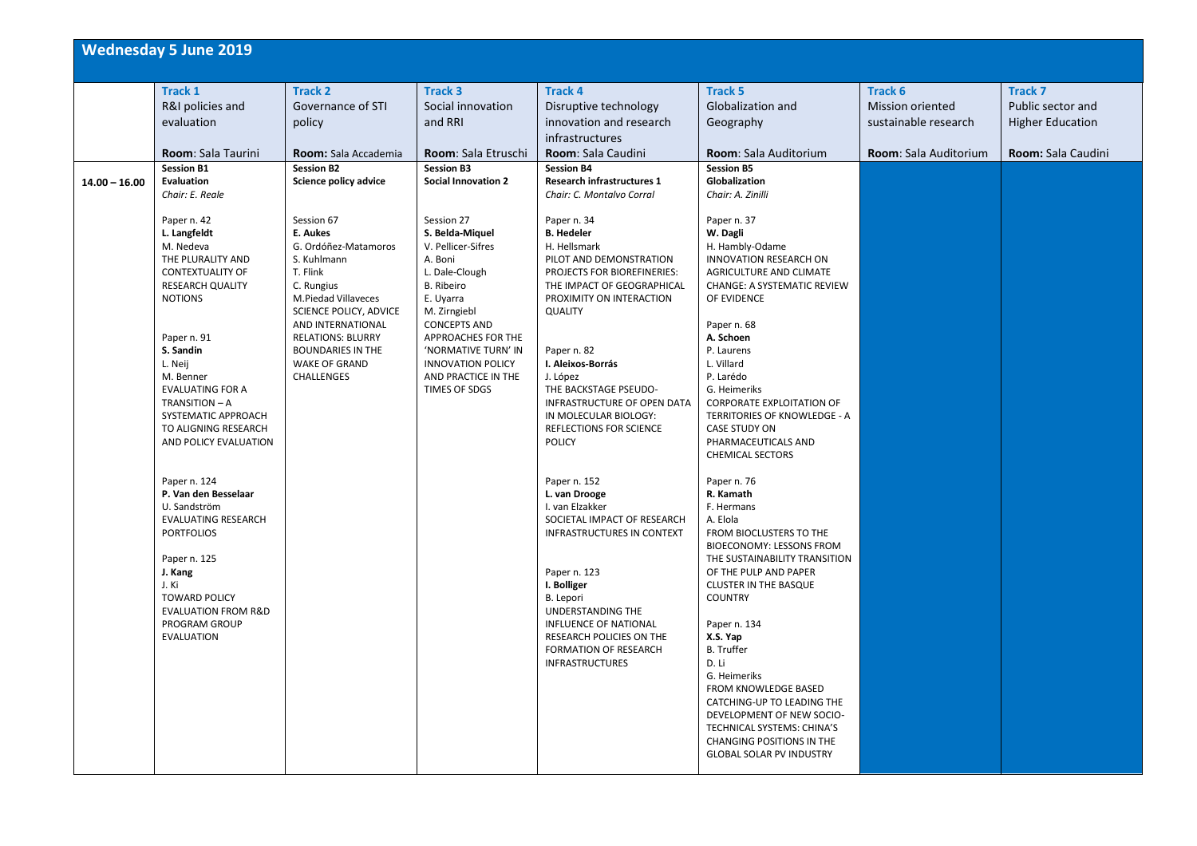## Wednesday 5 June 2019

| | Track 1<br>R&I policies and evaluation<br>Room: Sala Taurini | Track 2<br>Governance of STI policy<br>Room: Sala Accademia | Track 3<br>Social innovation and RRI<br>Room: Sala Etruschi | Track 4<br>Disruptive technology innovation and research infrastructures<br>Room: Sala Caudini | Track 5<br>Globalization and Geography<br>Room: Sala Auditorium | Track 6<br>Mission oriented sustainable research<br>Room: Sala Auditorium | Track 7<br>Public sector and Higher Education<br>Room: Sala Caudini |
|---|---|---|---|---|---|---|---|
| 14.00 – 16.00 | **Session B1**<br>**Evaluation**<br>*Chair: E. Reale*<br><br>Paper n. 42<br>**L. Langfeldt**<br>M. Nedeva<br>THE PLURALITY AND CONTEXTUALITY OF RESEARCH QUALITY NOTIONS<br><br>Paper n. 91<br>**S. Sandin**<br>L. Neij<br>M. Benner<br>EVALUATING FOR A TRANSITION – A SYSTEMATIC APPROACH TO ALIGNING RESEARCH AND POLICY EVALUATION<br><br>Paper n. 124<br>**P. Van den Besselaar**<br>U. Sandström<br>EVALUATING RESEARCH PORTFOLIOS<br><br>Paper n. 125<br>**J. Kang**<br>J. Ki<br>TOWARD POLICY EVALUATION FROM R&D PROGRAM GROUP EVALUATION | **Session B2**<br>**Science policy advice**<br><br>Session 67<br>**E. Aukes**<br>G. Ordóñez-Matamoros<br>S. Kuhlmann<br>T. Flink<br>C. Rungius<br>M.Piedad Villaveces<br>SCIENCE POLICY, ADVICE AND INTERNATIONAL RELATIONS: BLURRY BOUNDARIES IN THE WAKE OF GRAND CHALLENGES | **Session B3**<br>**Social Innovation 2**<br><br>Session 27<br>**S. Belda-Miquel**<br>V. Pellicer-Sifres<br>A. Boni<br>L. Dale-Clough<br>B. Ribeiro<br>E. Uyarra<br>M. Zirngiebl<br>CONCEPTS AND APPROACHES FOR THE 'NORMATIVE TURN' IN INNOVATION POLICY AND PRACTICE IN THE TIMES OF SDGS | **Session B4**<br>**Research infrastructures 1**<br>*Chair: C. Montalvo Corral*<br><br>Paper n. 34<br>**B. Hedeler**<br>H. Hellsmark<br>PILOT AND DEMONSTRATION PROJECTS FOR BIOREFINERIES: THE IMPACT OF GEOGRAPHICAL PROXIMITY ON INTERACTION QUALITY<br><br>Paper n. 82<br>**I. Aleixos-Borrás**<br>J. López<br>THE BACKSTAGE PSEUDO-INFRASTRUCTURE OF OPEN DATA IN MOLECULAR BIOLOGY: REFLECTIONS FOR SCIENCE POLICY<br><br>Paper n. 152<br>**L. van Drooge**<br>I. van Elzakker<br>SOCIETAL IMPACT OF RESEARCH INFRASTRUCTURES IN CONTEXT<br><br>Paper n. 123<br>**I. Bolliger**<br>B. Lepori<br>UNDERSTANDING THE INFLUENCE OF NATIONAL RESEARCH POLICIES ON THE FORMATION OF RESEARCH INFRASTRUCTURES | **Session B5**<br>**Globalization**<br>*Chair: A. Zinilli*<br><br>Paper n. 37<br>**W. Dagli**<br>H. Hambly-Odame<br>INNOVATION RESEARCH ON AGRICULTURE AND CLIMATE CHANGE: A SYSTEMATIC REVIEW OF EVIDENCE<br><br>Paper n. 68<br>**A. Schoen**<br>P. Laurens<br>L. Villard<br>P. Larédo<br>G. Heimeriks<br>CORPORATE EXPLOITATION OF TERRITORIES OF KNOWLEDGE - A CASE STUDY ON PHARMACEUTICALS AND CHEMICAL SECTORS<br><br>Paper n. 76<br>**R. Kamath**<br>F. Hermans<br>A. Elola<br>FROM BIOCLUSTERS TO THE BIOECONOMY: LESSONS FROM THE SUSTAINABILITY TRANSITION OF THE PULP AND PAPER CLUSTER IN THE BASQUE COUNTRY<br><br>Paper n. 134<br>**X.S. Yap**<br>B. Truffer<br>D. Li<br>G. Heimeriks<br>FROM KNOWLEDGE BASED CATCHING-UP TO LEADING THE DEVELOPMENT OF NEW SOCIO-TECHNICAL SYSTEMS: CHINA'S CHANGING POSITIONS IN THE GLOBAL SOLAR PV INDUSTRY | | |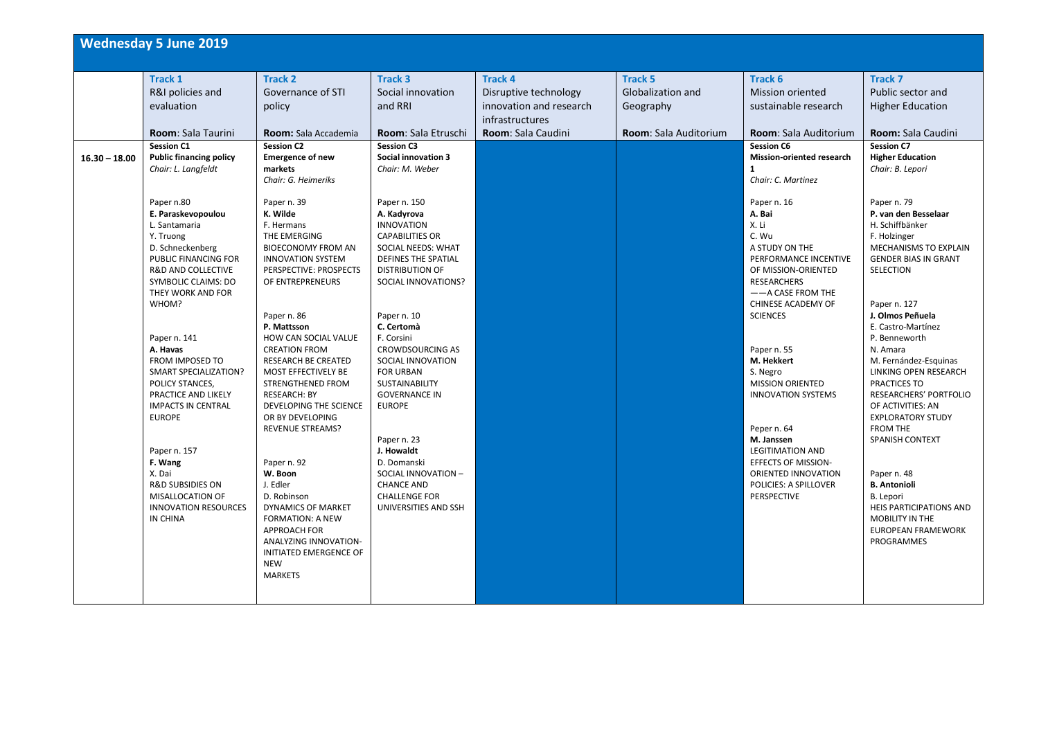## Wednesday 5 June 2019

| | **Track 1** R&I policies and evaluation **Room**: Sala Taurini | **Track 2** Governance of STI policy **Room**: Sala Accademia | **Track 3** Social innovation and RRI **Room**: Sala Etruschi | **Track 4** Disruptive technology innovation and research infrastructures **Room**: Sala Caudini | **Track 5** Globalization and Geography **Room**: Sala Auditorium | **Track 6** Mission oriented sustainable research **Room**: Sala Auditorium | **Track 7** Public sector and Higher Education **Room:** Sala Caudini |
|---|---|---|---|---|---|---|---|
| **16.30 – 18.00** | **Session C1** **Public financing policy** *Chair: L. Langfeldt*<br><br>Paper n.80 **E. Paraskevopoulou** L. Santamaria Y. Truong D. Schneckenberg PUBLIC FINANCING FOR R&D AND COLLECTIVE SYMBOLIC CLAIMS: DO THEY WORK AND FOR WHOM?<br><br>Paper n. 141 **A. Havas** FROM IMPOSED TO SMART SPECIALIZATION? POLICY STANCES, PRACTICE AND LIKELY IMPACTS IN CENTRAL EUROPE<br><br>Paper n. 157 **F. Wang** X. Dai R&D SUBSIDIES ON MISALLOCATION OF INNOVATION RESOURCES IN CHINA | **Session C2** **Emergence of new markets** *Chair: G. Heimeriks*<br><br>Paper n. 39 **K. Wilde** F. Hermans THE EMERGING BIOECONOMY FROM AN INNOVATION SYSTEM PERSPECTIVE: PROSPECTS OF ENTREPRENEURS<br><br>Paper n. 86 **P. Mattsson** HOW CAN SOCIAL VALUE CREATION FROM RESEARCH BE CREATED MOST EFFECTIVELY BE STRENGTHENED FROM RESEARCH: BY DEVELOPING THE SCIENCE OR BY DEVELOPING REVENUE STREAMS?<br><br>Paper n. 92 **W. Boon** J. Edler D. Robinson DYNAMICS OF MARKET FORMATION: A NEW APPROACH FOR ANALYZING INNOVATION-INITIATED EMERGENCE OF NEW MARKETS | **Session C3** **Social innovation 3** *Chair: M. Weber*<br><br>Paper n. 150 **A. Kadyrova** INNOVATION CAPABILITIES OR SOCIAL NEEDS: WHAT DEFINES THE SPATIAL DISTRIBUTION OF SOCIAL INNOVATIONS?<br><br>Paper n. 10 **C. Certomà** F. Corsini CROWDSOURCING AS SOCIAL INNOVATION FOR URBAN SUSTAINABILITY GOVERNANCE IN EUROPE<br><br>Paper n. 23 **J. Howaldt** D. Domanski SOCIAL INNOVATION – CHANCE AND CHALLENGE FOR UNIVERSITIES AND SSH | | | **Session C6** **Mission-oriented research 1** *Chair: C. Martinez*<br><br>Paper n. 16 **A. Bai** X. Li C. Wu A STUDY ON THE PERFORMANCE INCENTIVE OF MISSION-ORIENTED RESEARCHERS ——A CASE FROM THE CHINESE ACADEMY OF SCIENCES<br><br>Paper n. 55 **M. Hekkert** S. Negro MISSION ORIENTED INNOVATION SYSTEMS<br><br>Peper n. 64 **M. Janssen** LEGITIMATION AND EFFECTS OF MISSION-ORIENTED INNOVATION POLICIES: A SPILLOVER PERSPECTIVE | **Session C7** **Higher Education** *Chair: B. Lepori*<br><br>Paper n. 79 **P. van den Besselaar** H. Schiffbänker F. Holzinger MECHANISMS TO EXPLAIN GENDER BIAS IN GRANT SELECTION<br><br>Paper n. 127 **J. Olmos Peñuela** E. Castro-Martínez P. Benneworth N. Amara M. Fernández-Esquinas LINKING OPEN RESEARCH PRACTICES TO RESEARCHERS' PORTFOLIO OF ACTIVITIES: AN EXPLORATORY STUDY FROM THE SPANISH CONTEXT<br><br>Paper n. 48 **B. Antonioli** B. Lepori HEIS PARTICIPATIONS AND MOBILITY IN THE EUROPEAN FRAMEWORK PROGRAMMES |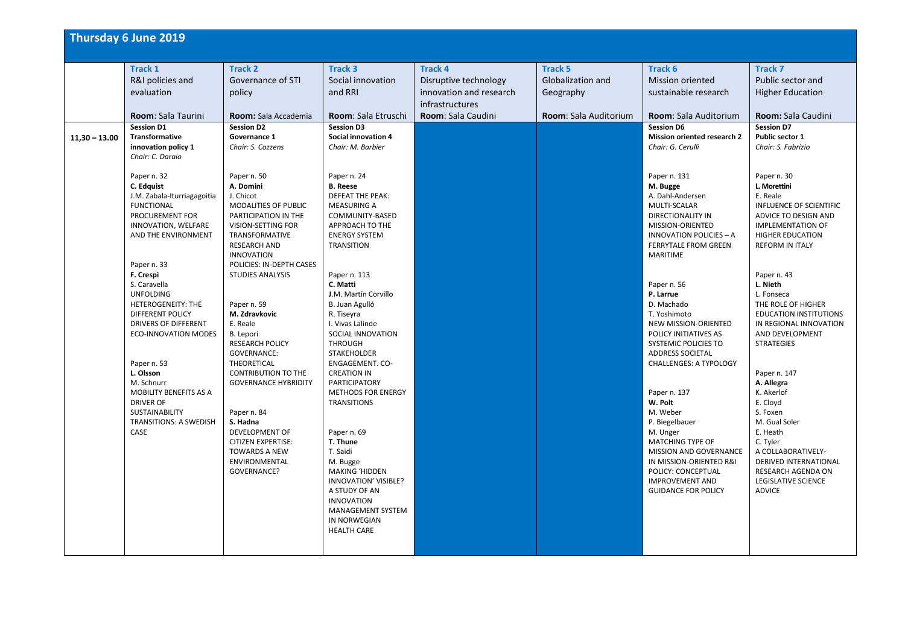## Thursday 6 June 2019

| | Track 1<br>R&I policies and evaluation<br>Room: Sala Taurini | Track 2<br>Governance of STI policy<br>Room: Sala Accademia | Track 3<br>Social innovation and RRI<br>Room: Sala Etruschi | Track 4<br>Disruptive technology innovation and research infrastructures<br>Room: Sala Caudini | Track 5<br>Globalization and Geography<br>Room: Sala Auditorium | Track 6<br>Mission oriented sustainable research<br>Room: Sala Auditorium | Track 7<br>Public sector and Higher Education<br>Room: Sala Caudini |
|---|---|---|---|---|---|---|---|
| 11,30 – 13.00 | **Session D1**<br>**Transformative innovation policy 1**<br>*Chair: C. Daraio*<br><br>Paper n. 32<br>**C. Edquist**<br>J.M. Zabala-Iturriagagoitia<br>FUNCTIONAL PROCUREMENT FOR INNOVATION, WELFARE AND THE ENVIRONMENT<br><br>Paper n. 33<br>**F. Crespi**<br>S. Caravella<br>UNFOLDING HETEROGENEITY: THE DIFFERENT POLICY DRIVERS OF DIFFERENT ECO-INNOVATION MODES<br><br>Paper n. 53<br>**L. Olsson**<br>M. Schnurr<br>MOBILITY BENEFITS AS A DRIVER OF SUSTAINABILITY TRANSITIONS: A SWEDISH CASE | **Session D2**<br>**Governance 1**<br>*Chair: S. Cozzens*<br><br>Paper n. 50<br>**A. Domini**<br>J. Chicot<br>MODALITIES OF PUBLIC PARTICIPATION IN THE VISION-SETTING FOR TRANSFORMATIVE RESEARCH AND INNOVATION POLICIES: IN-DEPTH CASES STUDIES ANALYSIS<br><br>Paper n. 59<br>**M. Zdravkovic**<br>E. Reale<br>B. Lepori<br>RESEARCH POLICY GOVERNANCE: THEORETICAL CONTRIBUTION TO THE GOVERNANCE HYBRIDITY<br><br>Paper n. 84<br>**S. Hadna**<br>DEVELOPMENT OF CITIZEN EXPERTISE: TOWARDS A NEW ENVIRONMENTAL GOVERNANCE? | **Session D3**<br>**Social innovation 4**<br>*Chair: M. Barbier*<br><br>Paper n. 24<br>**B. Reese**<br>DEFEAT THE PEAK: MEASURING A COMMUNITY-BASED APPROACH TO THE ENERGY SYSTEM TRANSITION<br><br>Paper n. 113<br>**C. Matti**<br>J.M. Martín Corvillo<br>B. Juan Agulló<br>R. Tiseyra<br>I. Vivas Lalinde<br>SOCIAL INNOVATION THROUGH STAKEHOLDER ENGAGEMENT. CO-CREATION IN PARTICIPATORY METHODS FOR ENERGY TRANSITIONS<br><br>Paper n. 69<br>**T. Thune**<br>T. Saidi<br>M. Bugge<br>MAKING 'HIDDEN INNOVATION' VISIBLE? A STUDY OF AN INNOVATION MANAGEMENT SYSTEM IN NORWEGIAN HEALTH CARE | | | **Session D6**<br>**Mission oriented research 2**<br>*Chair: G. Cerulli*<br><br>Paper n. 131<br>**M. Bugge**<br>A. Dahl-Andersen<br>MULTI-SCALAR DIRECTIONALITY IN MISSION-ORIENTED INNOVATION POLICIES – A FERRYTALE FROM GREEN MARITIME<br><br>Paper n. 56<br>**P. Larrue**<br>D. Machado<br>T. Yoshimoto<br>NEW MISSION-ORIENTED POLICY INITIATIVES AS SYSTEMIC POLICIES TO ADDRESS SOCIETAL CHALLENGES: A TYPOLOGY<br><br>Paper n. 137<br>**W. Polt**<br>M. Weber<br>P. Biegelbauer<br>M. Unger<br>MATCHING TYPE OF MISSION AND GOVERNANCE IN MISSION-ORIENTED R&I POLICY: CONCEPTUAL IMPROVEMENT AND GUIDANCE FOR POLICY | **Session D7**<br>**Public sector 1**<br>*Chair: S. Fabrizio*<br><br>Paper n. 30<br>**L. Morettini**<br>E. Reale<br>INFLUENCE OF SCIENTIFIC ADVICE TO DESIGN AND IMPLEMENTATION OF HIGHER EDUCATION REFORM IN ITALY<br><br>Paper n. 43<br>**L. Nieth**<br>L. Fonseca<br>THE ROLE OF HIGHER EDUCATION INSTITUTIONS IN REGIONAL INNOVATION AND DEVELOPMENT STRATEGIES<br><br>Paper n. 147<br>**A. Allegra**<br>K. Akerlof<br>E. Cloyd<br>S. Foxen<br>M. Gual Soler<br>E. Heath<br>C. Tyler<br>A COLLABORATIVELY-DERIVED INTERNATIONAL RESEARCH AGENDA ON LEGISLATIVE SCIENCE ADVICE |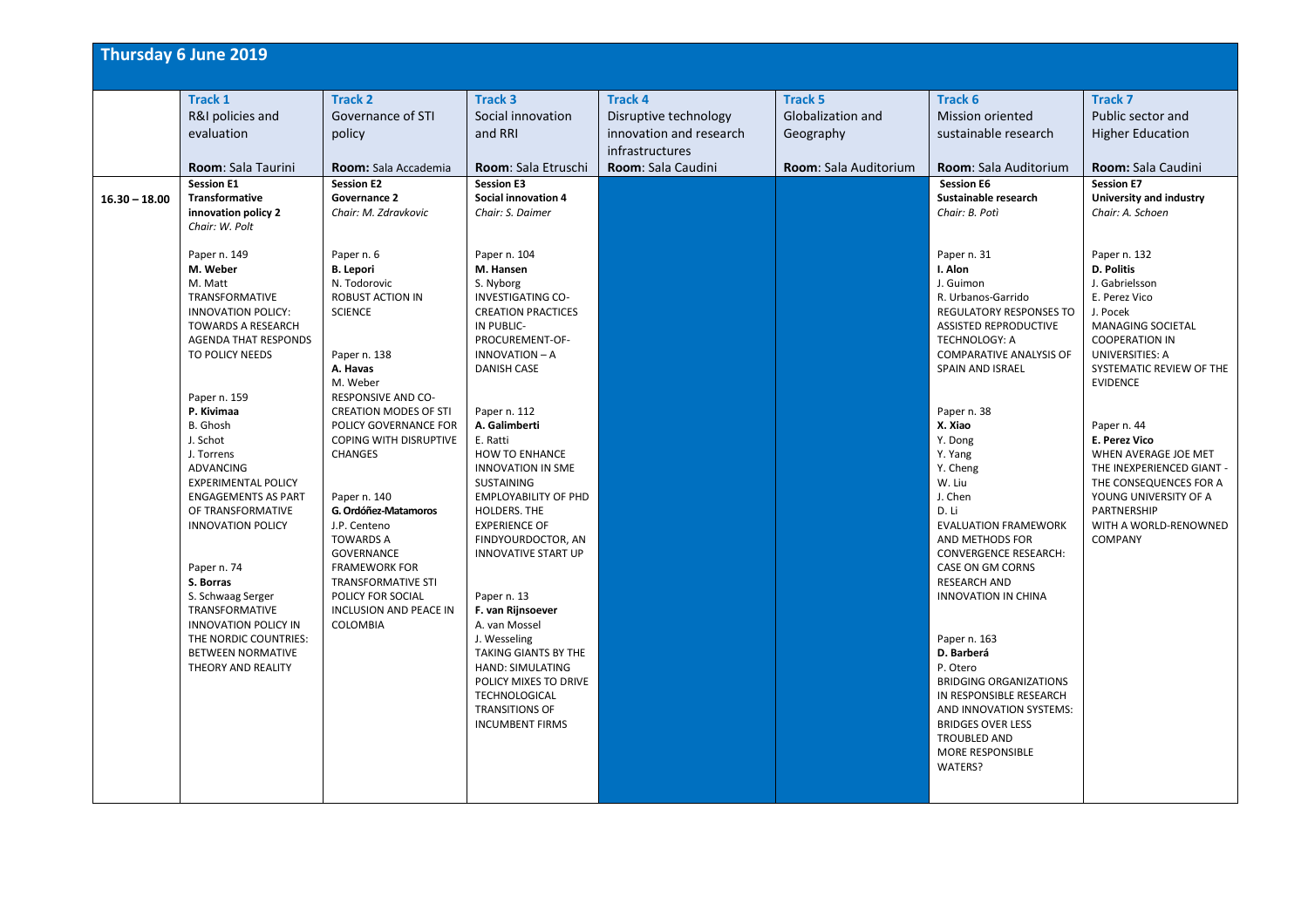## Thursday 6 June 2019

| | **Track 1**<br>R&I policies and evaluation<br><br>**Room**: Sala Taurini | **Track 2**<br>Governance of STI policy<br><br>**Room:** Sala Accademia | **Track 3**<br>Social innovation and RRI<br><br>**Room**: Sala Etruschi | **Track 4**<br>Disruptive technology innovation and research infrastructures<br>**Room**: Sala Caudini | **Track 5**<br>Globalization and Geography<br><br>**Room**: Sala Auditorium | **Track 6**<br>Mission oriented sustainable research<br><br>**Room**: Sala Auditorium | **Track 7**<br>Public sector and Higher Education<br><br>**Room:** Sala Caudini |
|---|---|---|---|---|---|---|---|
| **16.30 – 18.00** | **Session E1**<br>**Transformative innovation policy 2**<br>*Chair: W. Polt*<br><br>Paper n. 149<br>**M. Weber**<br>M. Matt<br>TRANSFORMATIVE INNOVATION POLICY: TOWARDS A RESEARCH AGENDA THAT RESPONDS TO POLICY NEEDS<br><br>Paper n. 159<br>**P. Kivimaa**<br>B. Ghosh<br>J. Schot<br>J. Torrens<br>ADVANCING EXPERIMENTAL POLICY ENGAGEMENTS AS PART OF TRANSFORMATIVE INNOVATION POLICY<br><br>Paper n. 74<br>**S. Borras**<br>S. Schwaag Serger<br>TRANSFORMATIVE INNOVATION POLICY IN THE NORDIC COUNTRIES: BETWEEN NORMATIVE THEORY AND REALITY | **Session E2**<br>**Governance 2**<br>*Chair: M. Zdravkovic*<br><br>Paper n. 6<br>**B. Lepori**<br>N. Todorovic<br>ROBUST ACTION IN SCIENCE<br><br>Paper n. 138<br>**A. Havas**<br>M. Weber<br>RESPONSIVE AND CO-CREATION MODES OF STI POLICY GOVERNANCE FOR COPING WITH DISRUPTIVE CHANGES<br><br>Paper n. 140<br>**G. Ordóñez-Matamoros**<br>J.P. Centeno<br>TOWARDS A GOVERNANCE FRAMEWORK FOR TRANSFORMATIVE STI POLICY FOR SOCIAL INCLUSION AND PEACE IN COLOMBIA | **Session E3**<br>**Social innovation 4**<br>*Chair: S. Daimer*<br><br>Paper n. 104<br>**M. Hansen**<br>S. Nyborg<br>INVESTIGATING CO-CREATION PRACTICES IN PUBLIC-PROCUREMENT-OF-INNOVATION – A DANISH CASE<br><br>Paper n. 112<br>**A. Galimberti**<br>E. Ratti<br>HOW TO ENHANCE INNOVATION IN SME SUSTAINING EMPLOYABILITY OF PHD HOLDERS. THE EXPERIENCE OF FINDYOURDOCTOR, AN INNOVATIVE START UP<br><br>Paper n. 13<br>**F. van Rijnsoever**<br>A. van Mossel<br>J. Wesseling<br>TAKING GIANTS BY THE HAND: SIMULATING POLICY MIXES TO DRIVE TECHNOLOGICAL TRANSITIONS OF INCUMBENT FIRMS | | | **Session E6**<br>**Sustainable research**<br>*Chair: B. Potì*<br><br>Paper n. 31<br>**I. Alon**<br>J. Guimon<br>R. Urbanos-Garrido<br>REGULATORY RESPONSES TO ASSISTED REPRODUCTIVE TECHNOLOGY: A COMPARATIVE ANALYSIS OF SPAIN AND ISRAEL<br><br>Paper n. 38<br>**X. Xiao**<br>Y. Dong<br>Y. Yang<br>Y. Cheng<br>W. Liu<br>J. Chen<br>D. Li<br>EVALUATION FRAMEWORK AND METHODS FOR CONVERGENCE RESEARCH: CASE ON GM CORNS RESEARCH AND INNOVATION IN CHINA<br><br>Paper n. 163<br>**D. Barberá**<br>P. Otero<br>BRIDGING ORGANIZATIONS IN RESPONSIBLE RESEARCH AND INNOVATION SYSTEMS: BRIDGES OVER LESS TROUBLED AND MORE RESPONSIBLE WATERS? | **Session E7**<br>**University and industry**<br>*Chair: A. Schoen*<br><br>Paper n. 132<br>**D. Politis**<br>J. Gabrielsson<br>E. Perez Vico<br>J. Pocek<br>MANAGING SOCIETAL COOPERATION IN UNIVERSITIES: A SYSTEMATIC REVIEW OF THE EVIDENCE<br><br>Paper n. 44<br>**E. Perez Vico**<br>WHEN AVERAGE JOE MET THE INEXPERIENCED GIANT - THE CONSEQUENCES FOR A YOUNG UNIVERSITY OF A PARTNERSHIP WITH A WORLD-RENOWNED COMPANY |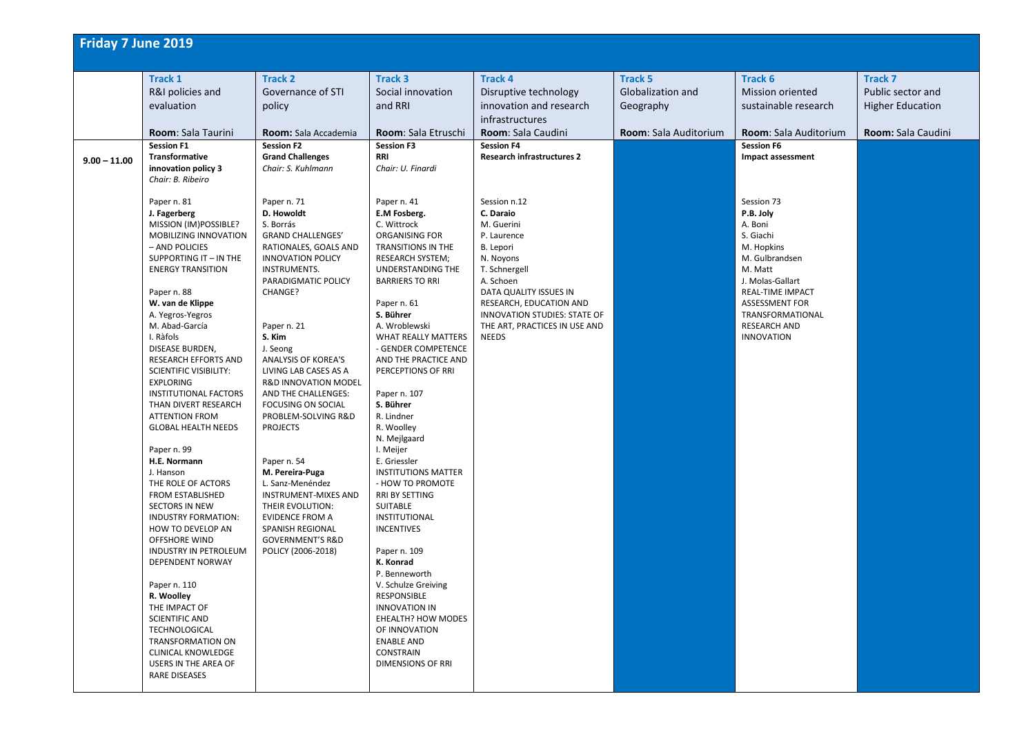## Friday 7 June 2019

| | Track 1<br>R&I policies and evaluation<br><br>Room: Sala Taurini | Track 2<br>Governance of STI policy<br><br>Room: Sala Accademia | Track 3<br>Social innovation and RRI<br><br>Room: Sala Etruschi | Track 4<br>Disruptive technology innovation and research infrastructures<br>Room: Sala Caudini | Track 5<br>Globalization and Geography<br><br>Room: Sala Auditorium | Track 6<br>Mission oriented sustainable research<br><br>Room: Sala Auditorium | Track 7<br>Public sector and Higher Education<br><br>Room: Sala Caudini |
|---|---|---|---|---|---|---|---|
| 9.00 – 11.00 | **Session F1**<br>**Transformative innovation policy 3**<br>*Chair: B. Ribeiro*<br><br>Paper n. 81<br>**J. Fagerberg**<br>MISSION (IM)POSSIBLE? MOBILIZING INNOVATION – AND POLICIES SUPPORTING IT – IN THE ENERGY TRANSITION<br><br>Paper n. 88<br>**W. van de Klippe**<br>A. Yegros-Yegros<br>M. Abad-García<br>I. Ràfols<br>DISEASE BURDEN, RESEARCH EFFORTS AND SCIENTIFIC VISIBILITY: EXPLORING INSTITUTIONAL FACTORS THAN DIVERT RESEARCH ATTENTION FROM GLOBAL HEALTH NEEDS<br><br>Paper n. 99<br>**H.E. Normann**<br>J. Hanson<br>THE ROLE OF ACTORS FROM ESTABLISHED SECTORS IN NEW INDUSTRY FORMATION: HOW TO DEVELOP AN OFFSHORE WIND INDUSTRY IN PETROLEUM DEPENDENT NORWAY<br><br>Paper n. 110<br>**R. Woolley**<br>THE IMPACT OF SCIENTIFIC AND TECHNOLOGICAL TRANSFORMATION ON CLINICAL KNOWLEDGE USERS IN THE AREA OF RARE DISEASES | **Session F2**<br>**Grand Challenges**<br>*Chair: S. Kuhlmann*<br><br>Paper n. 71<br>**D. Howoldt**<br>S. Borrás<br>GRAND CHALLENGES' RATIONALES, GOALS AND INNOVATION POLICY INSTRUMENTS. PARADIGMATIC POLICY CHANGE?<br><br>Paper n. 21<br>**S. Kim**<br>J. Seong<br>ANALYSIS OF KOREA'S LIVING LAB CASES AS A R&D INNOVATION MODEL AND THE CHALLENGES: FOCUSING ON SOCIAL PROBLEM-SOLVING R&D PROJECTS<br><br>Paper n. 54<br>**M. Pereira-Puga**<br>L. Sanz-Menéndez<br>INSTRUMENT-MIXES AND THEIR EVOLUTION: EVIDENCE FROM A SPANISH REGIONAL GOVERNMENT'S R&D POLICY (2006-2018) | **Session F3**<br>**RRI**<br>*Chair: U. Finardi*<br><br>Paper n. 41<br>**E.M Fosberg.**<br>C. Wittrock<br>ORGANISING FOR TRANSITIONS IN THE RESEARCH SYSTEM; UNDERSTANDING THE BARRIERS TO RRI<br><br>Paper n. 61<br>**S. Bührer**<br>A. Wroblewski<br>WHAT REALLY MATTERS - GENDER COMPETENCE AND THE PRACTICE AND PERCEPTIONS OF RRI<br><br>Paper n. 107<br>**S. Bührer**<br>R. Lindner<br>R. Woolley<br>N. Mejlgaard<br>I. Meijer<br>E. Griessler<br>INSTITUTIONS MATTER - HOW TO PROMOTE RRI BY SETTING SUITABLE INSTITUTIONAL INCENTIVES<br><br>Paper n. 109<br>**K. Konrad**<br>P. Benneworth<br>V. Schulze Greiving<br>RESPONSIBLE INNOVATION IN EHEALTH? HOW MODES OF INNOVATION ENABLE AND CONSTRAIN DIMENSIONS OF RRI | **Session F4**<br>**Research infrastructures 2**<br><br>Session n.12<br>**C. Daraio**<br>M. Guerini<br>P. Laurence<br>B. Lepori<br>N. Noyons<br>T. Schnergell<br>A. Schoen<br>DATA QUALITY ISSUES IN RESEARCH, EDUCATION AND INNOVATION STUDIES: STATE OF THE ART, PRACTICES IN USE AND NEEDS | | **Session F6**<br>**Impact assessment**<br><br>Session 73<br>**P.B. Joly**<br>A. Boni<br>S. Giachi<br>M. Hopkins<br>M. Gulbrandsen<br>M. Matt<br>J. Molas-Gallart<br>REAL-TIME IMPACT ASSESSMENT FOR TRANSFORMATIONAL RESEARCH AND INNOVATION | |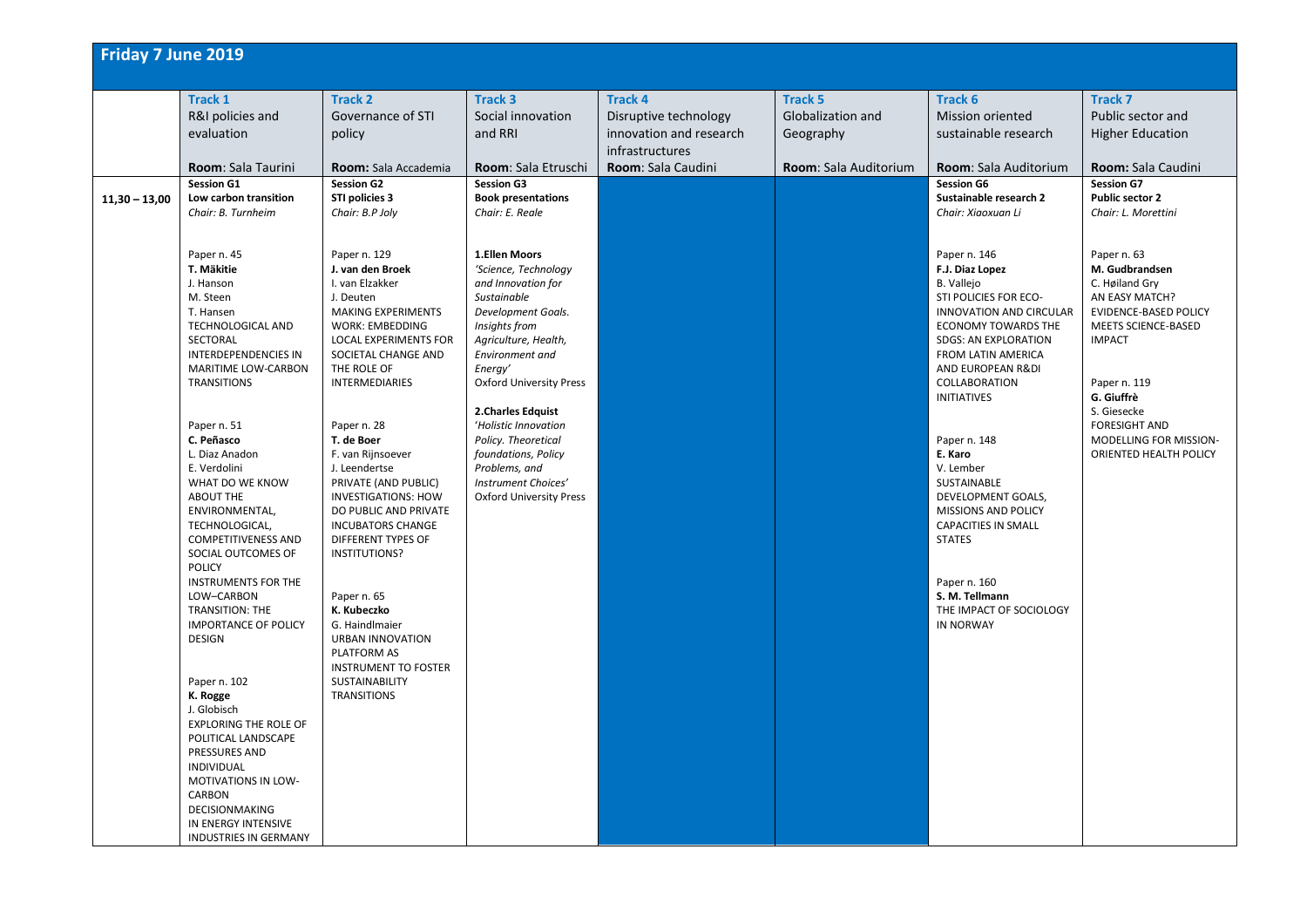## Friday 7 June 2019

| | Track 1<br>R&I policies and evaluation<br>Room: Sala Taurini | Track 2<br>Governance of STI policy<br>Room: Sala Accademia | Track 3<br>Social innovation and RRI<br>Room: Sala Etruschi | Track 4<br>Disruptive technology innovation and research infrastructures<br>Room: Sala Caudini | Track 5<br>Globalization and Geography<br>Room: Sala Auditorium | Track 6<br>Mission oriented sustainable research<br>Room: Sala Auditorium | Track 7<br>Public sector and Higher Education<br>Room: Sala Caudini |
|---|---|---|---|---|---|---|---|
| 11,30 – 13,00 | **Session G1**<br>**Low carbon transition**<br>*Chair: B. Turnheim*<br><br>Paper n. 45<br>**T. Mäkitie**<br>J. Hanson<br>M. Steen<br>T. Hansen<br>TECHNOLOGICAL AND SECTORAL INTERDEPENDENCIES IN MARITIME LOW-CARBON TRANSITIONS<br><br>Paper n. 51<br>**C. Peñasco**<br>L. Diaz Anadon<br>E. Verdolini<br>WHAT DO WE KNOW ABOUT THE ENVIRONMENTAL, TECHNOLOGICAL, COMPETITIVENESS AND SOCIAL OUTCOMES OF POLICY INSTRUMENTS FOR THE LOW–CARBON TRANSITION: THE IMPORTANCE OF POLICY DESIGN<br><br>Paper n. 102<br>**K. Rogge**<br>J. Globisch<br>EXPLORING THE ROLE OF POLITICAL LANDSCAPE PRESSURES AND INDIVIDUAL MOTIVATIONS IN LOW-CARBON DECISIONMAKING IN ENERGY INTENSIVE INDUSTRIES IN GERMANY | **Session G2**<br>**STI policies 3**<br>*Chair: B.P Joly*<br><br>Paper n. 129<br>**J. van den Broek**<br>I. van Elzakker<br>J. Deuten<br>MAKING EXPERIMENTS WORK: EMBEDDING LOCAL EXPERIMENTS FOR SOCIETAL CHANGE AND THE ROLE OF INTERMEDIARIES<br><br>Paper n. 28<br>**T. de Boer**<br>F. van Rijnsoever<br>J. Leendertse<br>PRIVATE (AND PUBLIC) INVESTIGATIONS: HOW DO PUBLIC AND PRIVATE INCUBATORS CHANGE DIFFERENT TYPES OF INSTITUTIONS?<br><br>Paper n. 65<br>**K. Kubeczko**<br>G. Haindlmaier<br>URBAN INNOVATION PLATFORM AS INSTRUMENT TO FOSTER SUSTAINABILITY TRANSITIONS | **Session G3**<br>**Book presentations**<br>*Chair: E. Reale*<br><br>**1.Ellen Moors**<br>*'Science, Technology and Innovation for Sustainable Development Goals. Insights from Agriculture, Health, Environment and Energy'*<br>Oxford University Press<br><br>**2.Charles Edquist**<br>*'Holistic Innovation Policy. Theoretical foundations, Policy Problems, and Instrument Choices'*<br>Oxford University Press | | | **Session G6**<br>**Sustainable research 2**<br>*Chair: Xiaoxuan Li*<br><br>Paper n. 146<br>**F.J. Diaz Lopez**<br>B. Vallejo<br>STI POLICIES FOR ECO-INNOVATION AND CIRCULAR ECONOMY TOWARDS THE SDGS: AN EXPLORATION FROM LATIN AMERICA AND EUROPEAN R&DI COLLABORATION INITIATIVES<br><br>Paper n. 148<br>**E. Karo**<br>V. Lember<br>SUSTAINABLE DEVELOPMENT GOALS, MISSIONS AND POLICY CAPACITIES IN SMALL STATES<br><br>Paper n. 160<br>**S. M. Tellmann**<br>THE IMPACT OF SOCIOLOGY IN NORWAY | **Session G7**<br>**Public sector 2**<br>*Chair: L. Morettini*<br><br>Paper n. 63<br>**M. Gudbrandsen**<br>C. Høiland Gry<br>AN EASY MATCH? EVIDENCE-BASED POLICY MEETS SCIENCE-BASED IMPACT<br><br>Paper n. 119<br>**G. Giuffrè**<br>S. Giesecke<br>FORESIGHT AND MODELLING FOR MISSION-ORIENTED HEALTH POLICY |